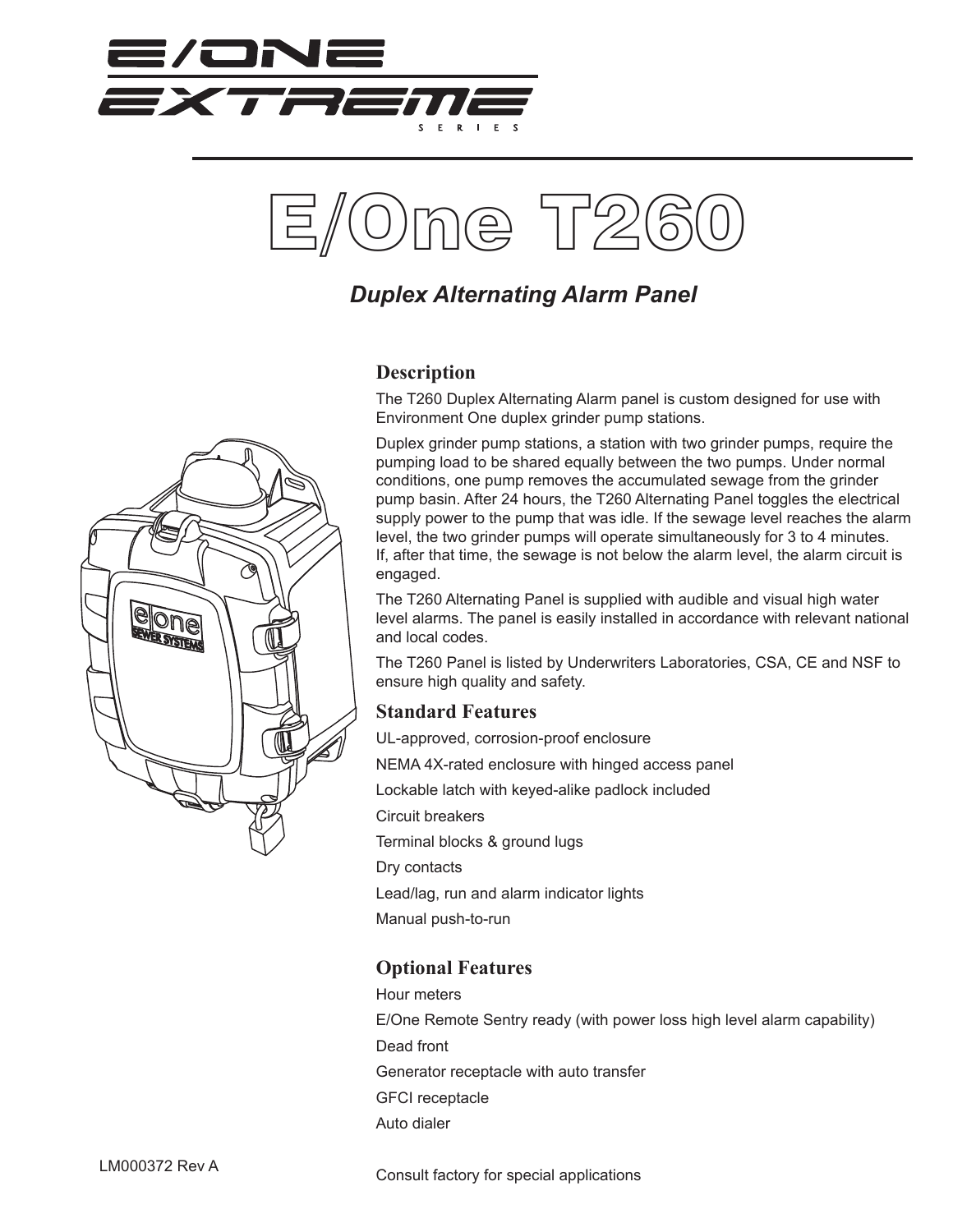# E/ONE EXTREME SERIES

# E/One T260

## *Duplex Alternating Alarm Panel*

### Description

The T260 Duplex Alternating Alarm panel is custom designed for use with Environment One duplex grinder pump stations.

Duplex grinder pump stations, a station with two grinder pumps, require the pumping load to be shared equally between the two pumps. Under normal conditions, one pump removes the accumulated sewage from the grinder pump basin. After 24 hours, the T260 Alternating Panel toggles the electrical supply power to the pump that was idle. If the sewage level reaches the alarm level, the two grinder pumps will operate simultaneously for 3 to 4 minutes. If, after that time, the sewage is not below the alarm level, the alarm circuit is engaged.

The T260 Alternating Panel is supplied with audible and visual high water level alarms. The panel is easily installed in accordance with relevant national and local codes.

The T260 Panel is listed by Underwriters Laboratories, CSA, CE and NSF to ensure high quality and safety.

### Standard Features

UL-approved, corrosion-proof enclosure

NEMA 4X-rated enclosure with hinged access panel

Lockable latch with keyed-alike padlock included

Circuit breakers

Terminal blocks & ground lugs

Dry contacts

Lead/lag, run and alarm indicator lights

Manual push-to-run

### Optional Features

Hour meters

E/One Remote Sentry ready (with power loss high level alarm capability)

Dead front

Generator receptacle with auto transfer

GFCI receptacle

Auto dialer

Consult factory for special applications

LM000372 Rev A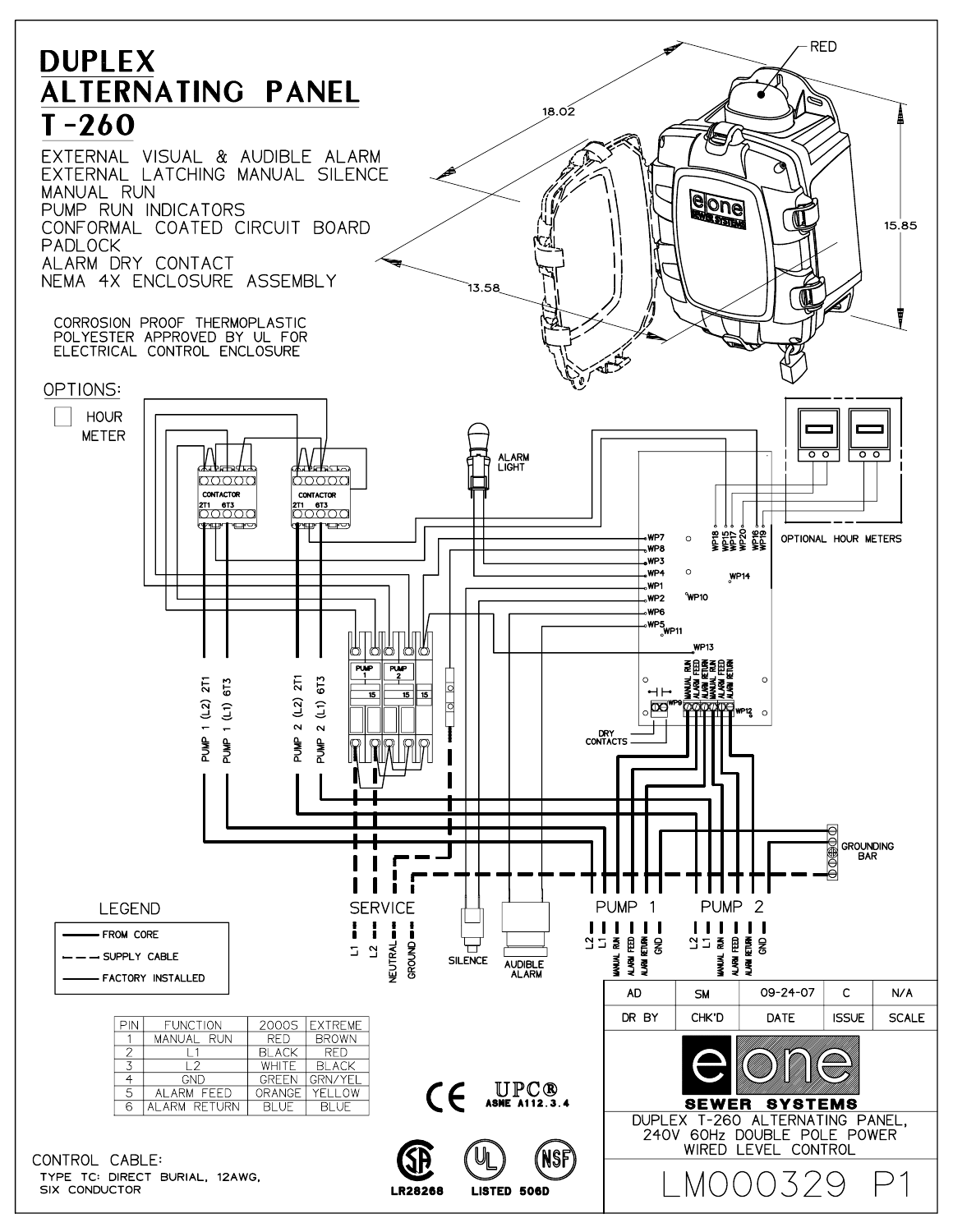# DUPLEX ALTERNATING PANEL T-260

EXTERNAL VISUAL & AUDIBLE ALARM
EXTERNAL LATCHING MANUAL SILENCE
MANUAL RUN
PUMP RUN INDICATORS
CONFORMAL COATED CIRCUIT BOARD
PADLOCK
ALARM DRY CONTACT
NEMA 4X ENCLOSURE ASSEMBLY

CORROSION PROOF THERMOPLASTIC POLYESTER APPROVED BY UL FOR ELECTRICAL CONTROL ENCLOSURE

OPTIONS:

☐ HOUR METER

RED

18.02

15.85

13.58

ALARM LIGHT

CONTACTOR 2T1 6T3

CONTACTOR 2T1 6T3

PUMP 1 (L2) 2T1
PUMP 1 (L1) 6T3
PUMP 2 (L2) 2T1
PUMP 2 (L1) 6T3

PUMP 1 15
PUMP 2 15
15

WP7, WP8, WP3, WP4, WP1, WP2, WP6, WP5, WP11, WP10, WP14, WP13, WP9, WP12

WP18, WP15, WP17, WP20, WP16, WP19

OPTIONAL HOUR METERS

MANUAL RUN, ALARM FEED, ALARM RETURN, MANUAL RUN, ALARM FEED, ALARM RETURN

DRY CONTACTS

GROUNDING BAR

SERVICE: L1, L2, NEUTRAL, GROUND

SILENCE

AUDIBLE ALARM

PUMP 1: L2, L1, MANUAL RUN, ALARM FEED, ALARM RETURN, GND

PUMP 2: L2, L1, MANUAL RUN, ALARM FEED, ALARM RETURN, GND

LEGEND
- FROM CORE
- SUPPLY CABLE
- FACTORY INSTALLED

| PIN | FUNCTION | 2000S | EXTREME |
|---|---|---|---|
| 1 | MANUAL RUN | RED | BROWN |
| 2 | L1 | BLACK | RED |
| 3 | L2 | WHITE | BLACK |
| 4 | GND | GREEN | GRN/YEL |
| 5 | ALARM FEED | ORANGE | YELLOW |
| 6 | ALARM RETURN | BLUE | BLUE |

CONTROL CABLE:
TYPE TC: DIRECT BURIAL, 12AWG, SIX CONDUCTOR

CE UPC® ASME A112.3.4

LR28268 LISTED 506D NSF

| AD | SM | 09-24-07 | C | N/A |
|---|---|---|---|---|
| DR BY | CHK'D | DATE | ISSUE | SCALE |

eone SEWER SYSTEMS

DUPLEX T-260 ALTERNATING PANEL, 240V 60Hz DOUBLE POLE POWER WIRED LEVEL CONTROL

LM000329 P1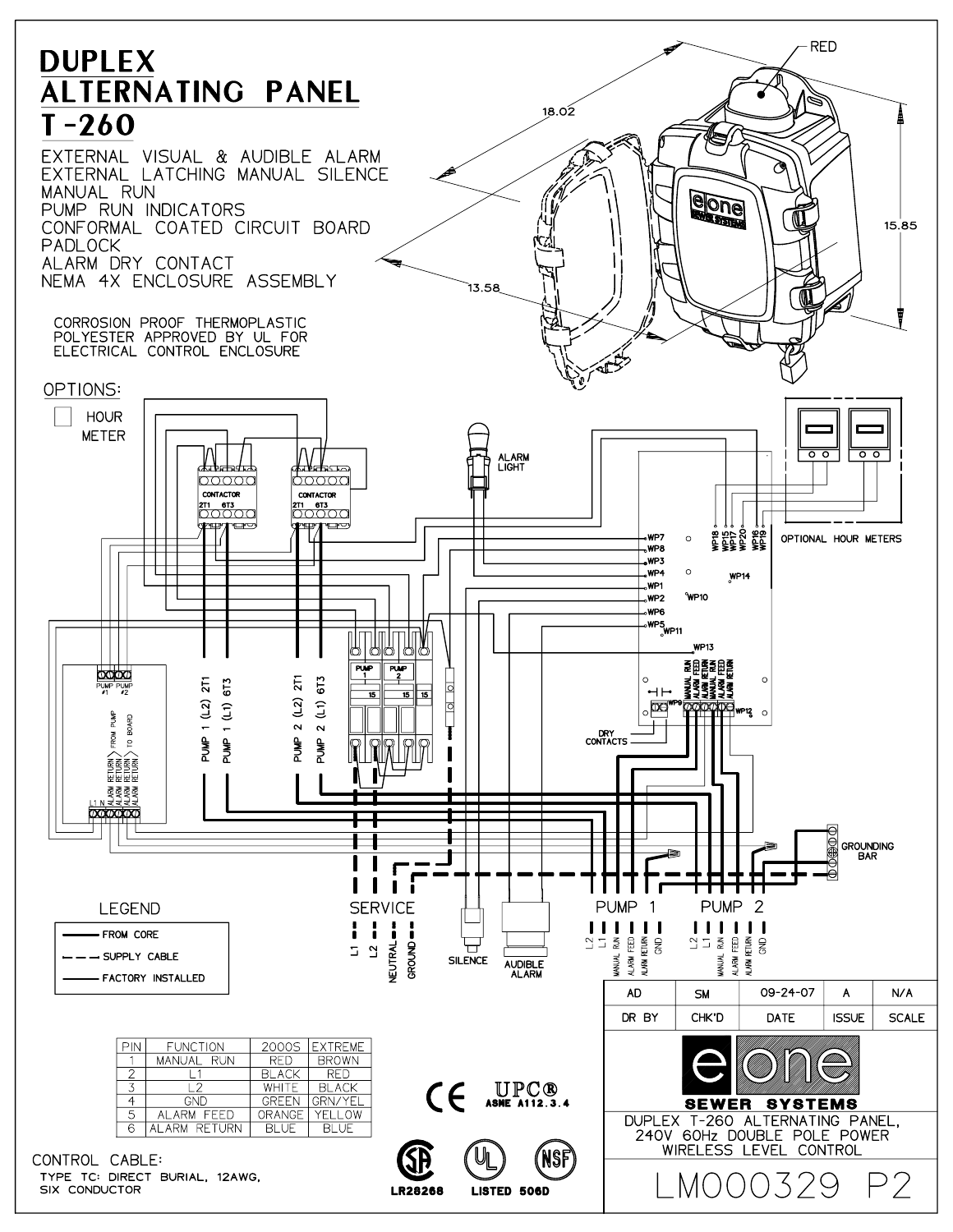# DUPLEX ALTERNATING PANEL T-260

EXTERNAL VISUAL & AUDIBLE ALARM
EXTERNAL LATCHING MANUAL SILENCE
MANUAL RUN
PUMP RUN INDICATORS
CONFORMAL COATED CIRCUIT BOARD
PADLOCK
ALARM DRY CONTACT
NEMA 4X ENCLOSURE ASSEMBLY

CORROSION PROOF THERMOPLASTIC POLYESTER APPROVED BY UL FOR ELECTRICAL CONTROL ENCLOSURE

OPTIONS:

☐ HOUR METER

RED

18.02

15.85

13.58

ALARM LIGHT

OPTIONAL HOUR METERS

CONTACTOR 2T1 6T3

CONTACTOR 2T1 6T3

WP7, WP8, WP3, WP4, WP1, WP2, WP6, WP5, WP11, WP10, WP14, WP13, WP9, WP12, WP18, WP15, WP17, WP20, WP16, WP19

PUMP #1 PUMP #2

FROM PUMP / TO BOARD

L1 N ALARM RETURN ALARM RETURN ALARM RETURN ALARM RETURN

PUMP 1 (L2) 2T1 PUMP 1 (L1) 6T3

PUMP 2 (L2) 2T1 PUMP 2 (L1) 6T3

PUMP 1 15 PUMP 2 15 15

MANUAL RUN, ALARM FEED, ALARM RETURN, MANUAL RUN, ALARM FEED, ALARM RETURN

DRY CONTACTS

GROUNDING BAR

SERVICE: L1, L2, NEUTRAL, GROUND

SILENCE

AUDIBLE ALARM

PUMP 1: L2, L1, MANUAL RUN, ALARM FEED, ALARM RETURN, GND

PUMP 2: L2, L1, MANUAL RUN, ALARM FEED, ALARM RETURN, GND

LEGEND

- ——— FROM CORE
- - - - SUPPLY CABLE
- ——— FACTORY INSTALLED

| PIN | FUNCTION | 2000S | EXTREME |
|---|---|---|---|
| 1 | MANUAL RUN | RED | BROWN |
| 2 | L1 | BLACK | RED |
| 3 | L2 | WHITE | BLACK |
| 4 | GND | GREEN | GRN/YEL |
| 5 | ALARM FEED | ORANGE | YELLOW |
| 6 | ALARM RETURN | BLUE | BLUE |

CONTROL CABLE:
TYPE TC: DIRECT BURIAL, 12AWG, SIX CONDUCTOR

CE UPC® ASME A112.3.4

LR28268 LISTED 506D NSF

| AD | SM | 09-24-07 | A | N/A |
|---|---|---|---|---|
| DR BY | CHK'D | DATE | ISSUE | SCALE |

e|one SEWER SYSTEMS

DUPLEX T-260 ALTERNATING PANEL, 240V 60Hz DOUBLE POLE POWER WIRELESS LEVEL CONTROL

LM000329 P2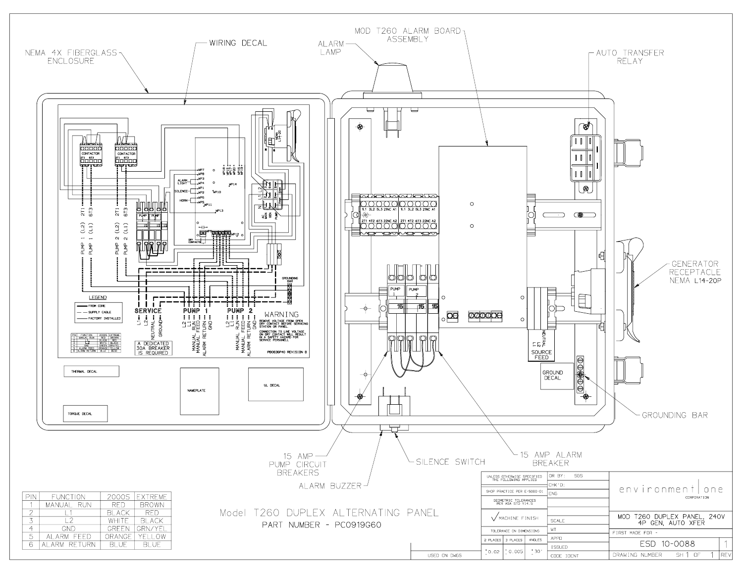# Model T260 DUPLEX ALTERNATING PANEL

PART NUMBER - PC0919G60

NEMA 4X FIBERGLASS ENCLOSURE

WIRING DECAL

ALARM LAMP

MOD T260 ALARM BOARD ASSEMBLY

AUTO TRANSFER RELAY

GENERATOR RECEPTACLE NEMA L14-20P

GROUNDING BAR

15 AMP ALARM BREAKER

SILENCE SWITCH

ALARM BUZZER

15 AMP PUMP CIRCUIT BREAKERS

GROUND DECAL

NEUTRAL L1 L2 SOURCE FEED

THERMAL DECAL

TORQUE DECAL

NAMEPLATE

UL DECAL

CONTACTOR

PUMP 1 (L2) 2T1

PUMP 1 (L1) 6T3

PUMP 2 (L2) 2T1

PUMP 2 (L1) 6T3

ALARM LIGHT

SILENCE

HORN

DRY CONTACTS

GROUNDING BAR

LEGEND

- FROM CORE
- SUPPLY CABLE
- FACTORY INSTALLED

SERVICE: L1, L2, NEUTRAL, GROUND

A DEDICATED 30A BREAKER IS REQUIRED

PUMP 1: L2, L1, MANUAL RUN, MANUAL FEED, ALARM RETURN, GND

PUMP 2: L2, L1, MANUAL RUN, MANUAL FEED, ALARM RETURN, GND

WARNING

REMOVE VOLTAGE FROM OPEN DRY CONTACT BEFORE SERVICING STATION OR PANEL.

CONNECTION TO LINE VOLTAGE ON DRY CONTACT WILL RESULT IN A SAFETY HAZARD FOR SERVICE PERSONNEL

PB0836P40 REVISION B

| PIN | FUNCTION | 2000S | EXTREME |
|---|---|---|---|
| 1 | MANUAL RUN | RED | BROWN |
| 2 | L1 | BLACK | RED |
| 3 | L2 | WHITE | BLACK |
| 4 | GND | GREEN | GRN/YEL |
| 5 | ALARM FEED | ORANGE | YELLOW |
| 6 | ALARM RETURN | BLUE | BLUE |

| | | |
|---|---|---|
| UNLESS OTHERWISE SPECIFIED THE FOLLOWING APPLIES | DR BY: SGS | environment one CORPORATION |
| SHOP PRACTICE PER E-5000-01 | CHK'D: | |
| GEOMETRIC TOLERANCES PER ASA STD Y14.5 | ENG | MOD T260 DUPLEX PANEL, 240V 4P GEN, AUTO XFER |
| ✓ MACHINE FINISH | SCALE | |
| TOLERANCE ON DIMENSIONS | WT | FIRST MADE FOR - |
| 2 PLACES ±0.02 / 3 PLACES ±0.005 / ANGLES ±30' | APPD | ESD 10-0088 — REV 1 |
| USED ON DWGS | ISSUED / CODE IDENT | DRAWING NUMBER — SH 1 OF 1 |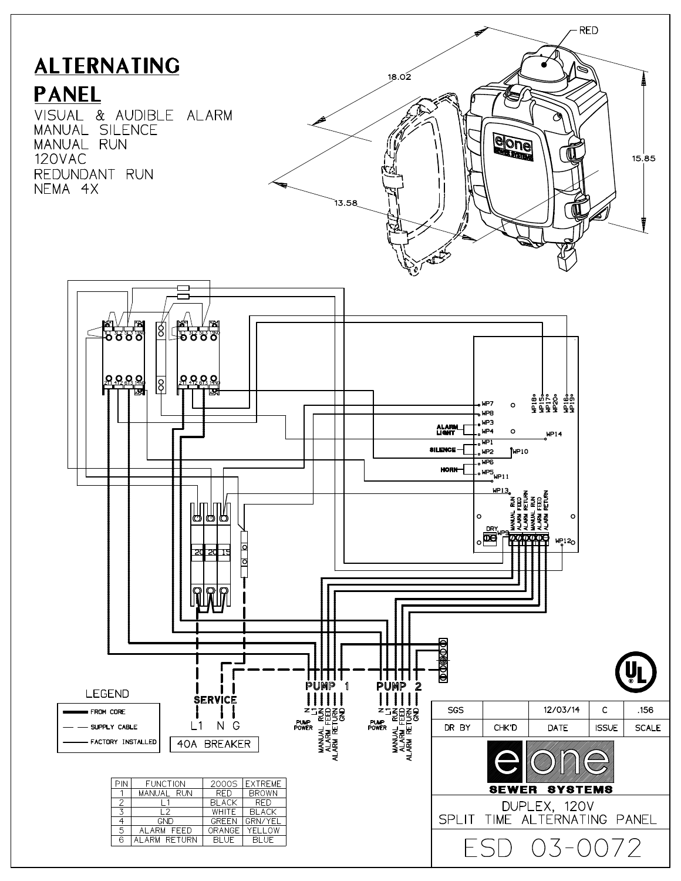# ALTERNATING PANEL

VISUAL & AUDIBLE ALARM
MANUAL SILENCE
MANUAL RUN
120VAC
REDUNDANT RUN
NEMA 4X

RED

18.02

15.85

13.58

WP7
WP8
ALARM LIGHT
WP3
WP4
WP14
WP1
SILENCE
WP2
WP10
WP6
HORN
WP5
WP11
WP13
WP18
WP15
WP17
WP20
WP16
WP19
MANUAL RUN
ALARM FEED
ALARM RETURN
MANUAL RUN
ALARM FEED
ALARM RETURN
DRY
WP9
WP12

20 20 15

SERVICE
L1 N G
40A BREAKER

PUMP 1
N L1
PUMP POWER
MANUAL RUN
ALARM FEED
ALARM RETURN
GND

PUMP 2
N L1
PUMP POWER
MANUAL RUN
ALARM FEED
ALARM RETURN
GND

LEGEND
FROM CORE
SUPPLY CABLE
FACTORY INSTALLED

| PIN | FUNCTION | 2000S | EXTREME |
|---|---|---|---|
| 1 | MANUAL RUN | RED | BROWN |
| 2 | L1 | BLACK | RED |
| 3 | L2 | WHITE | BLACK |
| 4 | GND | GREEN | GRN/YEL |
| 5 | ALARM FEED | ORANGE | YELLOW |
| 6 | ALARM RETURN | BLUE | BLUE |

| SGS | | 12/03/14 | C | .156 |
|---|---|---|---|---|
| DR BY | CHK'D | DATE | ISSUE | SCALE |

eone SEWER SYSTEMS

DUPLEX, 120V
SPLIT TIME ALTERNATING PANEL

ESD 03-0072